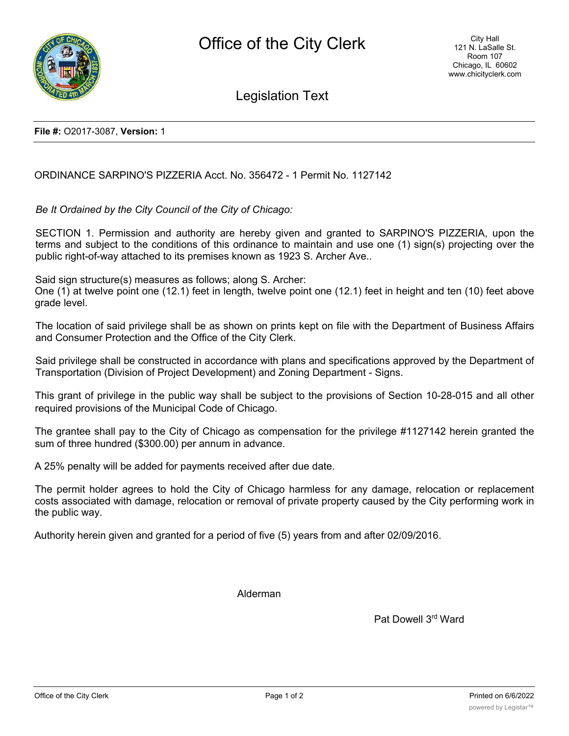# Office of the City Clerk

City Hall
121 N. LaSalle St.
Room 107
Chicago, IL 60602
www.chicityclerk.com

## Legislation Text

**File #:** O2017-3087, **Version:** 1

ORDINANCE SARPINO'S PIZZERIA Acct. No. 356472 - 1 Permit No. 1127142

*Be It Ordained by the City Council of the City of Chicago:*

SECTION 1. Permission and authority are hereby given and granted to SARPINO'S PIZZERIA, upon the terms and subject to the conditions of this ordinance to maintain and use one (1) sign(s) projecting over the public right-of-way attached to its premises known as 1923 S. Archer Ave..

Said sign structure(s) measures as follows; along S. Archer:
One (1) at twelve point one (12.1) feet in length, twelve point one (12.1) feet in height and ten (10) feet above grade level.

The location of said privilege shall be as shown on prints kept on file with the Department of Business Affairs and Consumer Protection and the Office of the City Clerk.

Said privilege shall be constructed in accordance with plans and specifications approved by the Department of Transportation (Division of Project Development) and Zoning Department - Signs.

This grant of privilege in the public way shall be subject to the provisions of Section 10-28-015 and all other required provisions of the Municipal Code of Chicago.

The grantee shall pay to the City of Chicago as compensation for the privilege #1127142 herein granted the sum of three hundred ($300.00) per annum in advance.

A 25% penalty will be added for payments received after due date.

The permit holder agrees to hold the City of Chicago harmless for any damage, relocation or replacement costs associated with damage, relocation or removal of private property caused by the City performing work in the public way.

Authority herein given and granted for a period of five (5) years from and after 02/09/2016.

Alderman

Pat Dowell 3rd Ward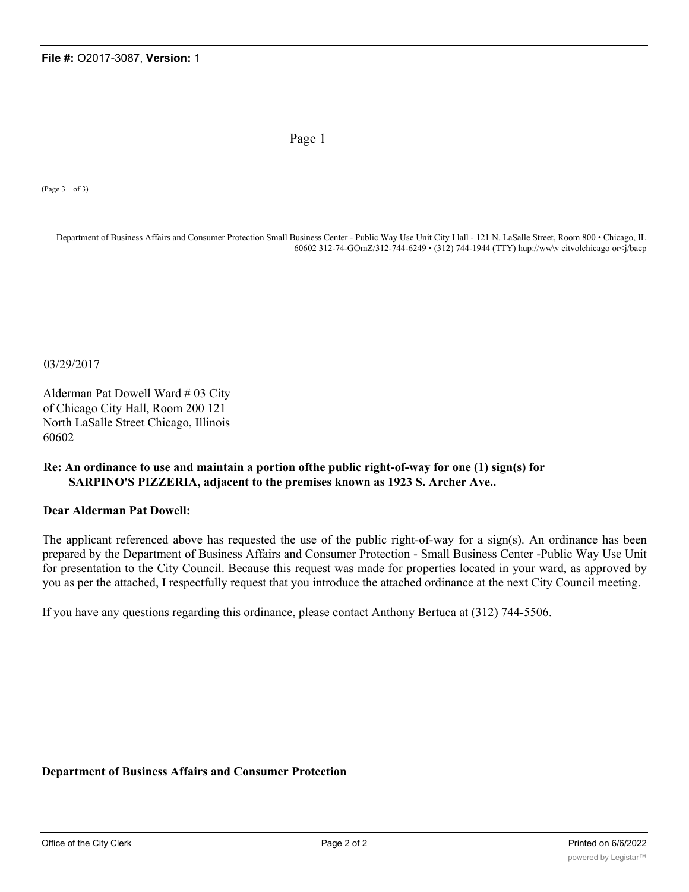**File #:** O2017-3087, **Version:** 1

Page 1

(Page 3 of 3)

Department of Business Affairs and Consumer Protection Small Business Center - Public Way Use Unit City I lall - 121 N. LaSalle Street, Room 800 • Chicago, IL 60602 312-74-GOmZ/312-744-6249 • (312) 744-1944 (TTY) hup://ww\v citvolchicago or<j/bacp

03/29/2017

Alderman Pat Dowell Ward # 03 City of Chicago City Hall, Room 200 121 North LaSalle Street Chicago, Illinois 60602

**Re: An ordinance to use and maintain a portion ofthe public right-of-way for one (1) sign(s) for SARPINO'S PIZZERIA, adjacent to the premises known as 1923 S. Archer Ave..**

**Dear Alderman Pat Dowell:**

The applicant referenced above has requested the use of the public right-of-way for a sign(s). An ordinance has been prepared by the Department of Business Affairs and Consumer Protection - Small Business Center -Public Way Use Unit for presentation to the City Council. Because this request was made for properties located in your ward, as approved by you as per the attached, I respectfully request that you introduce the attached ordinance at the next City Council meeting.

If you have any questions regarding this ordinance, please contact Anthony Bertuca at (312) 744-5506.

**Department of Business Affairs and Consumer Protection**